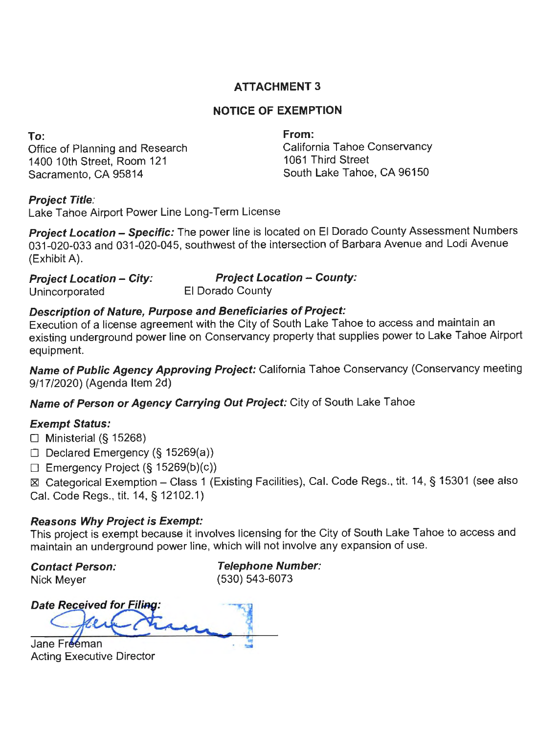# ATTACHMENT 3

## NOTICE OF EXEMPTION

**To:**
Office of Planning and Research
1400 10th Street, Room 121
Sacramento, CA 95814

**From:**
California Tahoe Conservancy
1061 Third Street
South Lake Tahoe, CA 96150

***Project Title:***
Lake Tahoe Airport Power Line Long-Term License

***Project Location – Specific:*** The power line is located on El Dorado County Assessment Numbers 031-020-033 and 031-020-045, southwest of the intersection of Barbara Avenue and Lodi Avenue (Exhibit A).

***Project Location – City:*** Unincorporated

***Project Location – County:*** El Dorado County

***Description of Nature, Purpose and Beneficiaries of Project:***
Execution of a license agreement with the City of South Lake Tahoe to access and maintain an existing underground power line on Conservancy property that supplies power to Lake Tahoe Airport equipment.

***Name of Public Agency Approving Project:*** California Tahoe Conservancy (Conservancy meeting 9/17/2020) (Agenda Item 2d)

***Name of Person or Agency Carrying Out Project:*** City of South Lake Tahoe

***Exempt Status:***

- ☐ Ministerial (§ 15268)
- ☐ Declared Emergency (§ 15269(a))
- ☐ Emergency Project (§ 15269(b)(c))
- ☒ Categorical Exemption – Class 1 (Existing Facilities), Cal. Code Regs., tit. 14, § 15301 (see also Cal. Code Regs., tit. 14, § 12102.1)

***Reasons Why Project is Exempt:***
This project is exempt because it involves licensing for the City of South Lake Tahoe to access and maintain an underground power line, which will not involve any expansion of use.

***Contact Person:*** Nick Meyer

***Telephone Number:*** (530) 543-6073

***Date Received for Filing:***

Jane Freeman
Acting Executive Director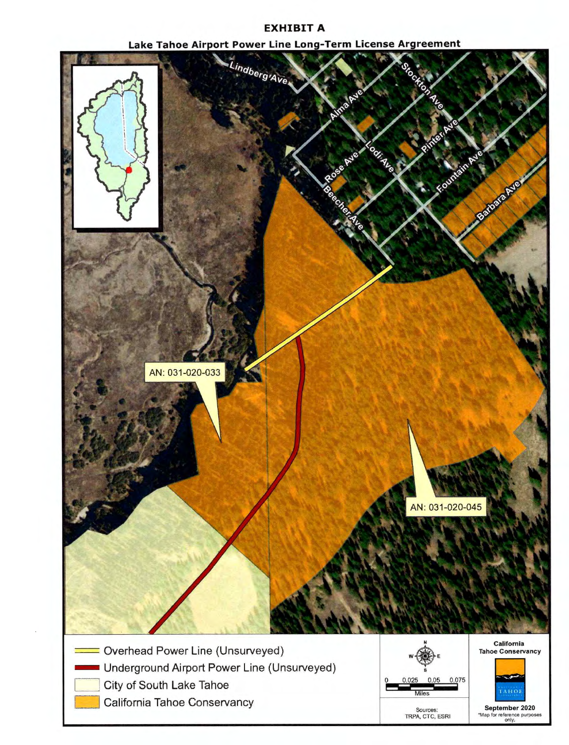# EXHIBIT A

**Lake Tahoe Airport Power Line Long-Term License Argreement**

Lindberg Ave
Alma Ave
Stockton Ave
Pinter Ave
Rose Ave
Lodi Ave
Fountain Ave
Beecher Ave
Barbara Ave

AN: 031-020-033

AN: 031-020-045

Overhead Power Line (Unsurveyed)
Underground Airport Power Line (Unsurveyed)
City of South Lake Tahoe
California Tahoe Conservancy

N
W E
S
0 0.025 0.05 0.075
Miles

Sources:
TRPA, CTC, ESRI

California Tahoe Conservancy

September 2020
*Map for reference purposes only.